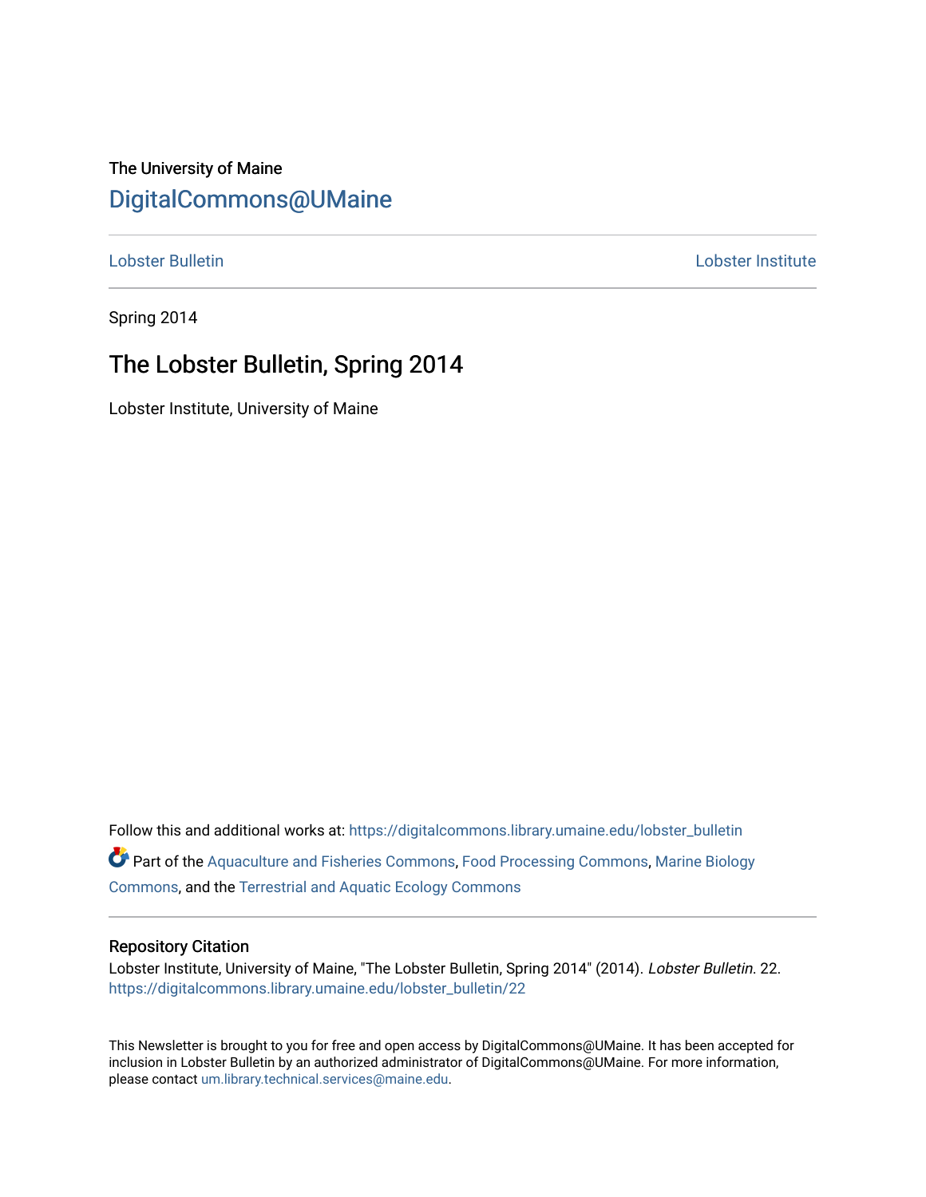The University of Maine

# DigitalCommons@UMaine

Lobster Bulletin | Lobster Institute

Spring 2014

## The Lobster Bulletin, Spring 2014

Lobster Institute, University of Maine

Follow this and additional works at: https://digitalcommons.library.umaine.edu/lobster_bulletin

Part of the Aquaculture and Fisheries Commons, Food Processing Commons, Marine Biology Commons, and the Terrestrial and Aquatic Ecology Commons

### Repository Citation

Lobster Institute, University of Maine, "The Lobster Bulletin, Spring 2014" (2014). *Lobster Bulletin*. 22.
https://digitalcommons.library.umaine.edu/lobster_bulletin/22

This Newsletter is brought to you for free and open access by DigitalCommons@UMaine. It has been accepted for inclusion in Lobster Bulletin by an authorized administrator of DigitalCommons@UMaine. For more information, please contact um.library.technical.services@maine.edu.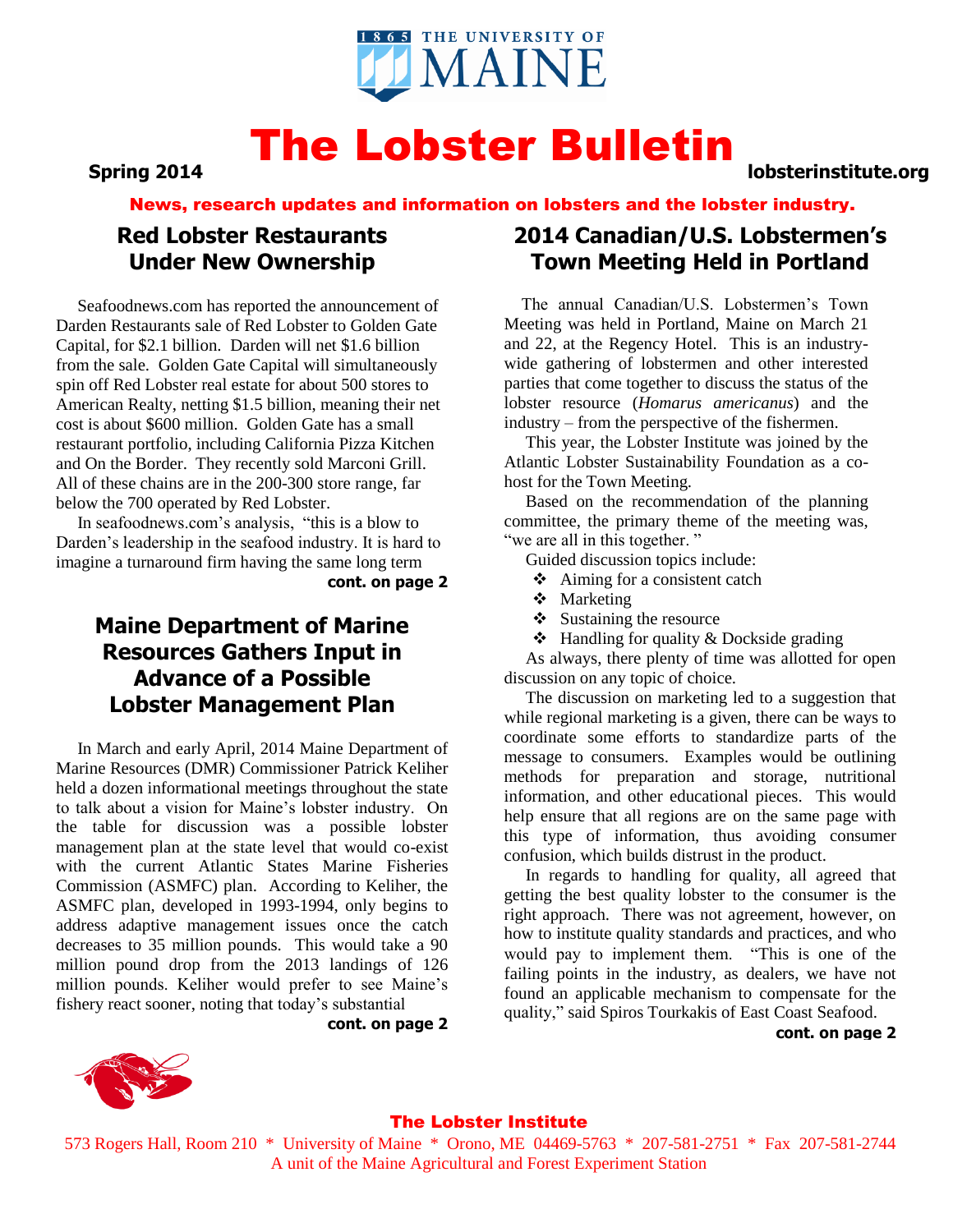# The Lobster Bulletin

**Spring 2014** **lobsterinstitute.org**

**News, research updates and information on lobsters and the lobster industry.**

## Red Lobster Restaurants Under New Ownership

Seafoodnews.com has reported the announcement of Darden Restaurants sale of Red Lobster to Golden Gate Capital, for $2.1 billion. Darden will net $1.6 billion from the sale. Golden Gate Capital will simultaneously spin off Red Lobster real estate for about 500 stores to American Realty, netting $1.5 billion, meaning their net cost is about $600 million. Golden Gate has a small restaurant portfolio, including California Pizza Kitchen and On the Border. They recently sold Marconi Grill. All of these chains are in the 200-300 store range, far below the 700 operated by Red Lobster.

In seafoodnews.com's analysis, "this is a blow to Darden's leadership in the seafood industry. It is hard to imagine a turnaround firm having the same long term

**cont. on page 2**

## Maine Department of Marine Resources Gathers Input in Advance of a Possible Lobster Management Plan

In March and early April, 2014 Maine Department of Marine Resources (DMR) Commissioner Patrick Keliher held a dozen informational meetings throughout the state to talk about a vision for Maine's lobster industry. On the table for discussion was a possible lobster management plan at the state level that would co-exist with the current Atlantic States Marine Fisheries Commission (ASMFC) plan. According to Keliher, the ASMFC plan, developed in 1993-1994, only begins to address adaptive management issues once the catch decreases to 35 million pounds. This would take a 90 million pound drop from the 2013 landings of 126 million pounds. Keliher would prefer to see Maine's fishery react sooner, noting that today's substantial

**cont. on page 2**

## 2014 Canadian/U.S. Lobstermen's Town Meeting Held in Portland

The annual Canadian/U.S. Lobstermen's Town Meeting was held in Portland, Maine on March 21 and 22, at the Regency Hotel. This is an industry-wide gathering of lobstermen and other interested parties that come together to discuss the status of the lobster resource (*Homarus americanus*) and the industry – from the perspective of the fishermen.

This year, the Lobster Institute was joined by the Atlantic Lobster Sustainability Foundation as a co-host for the Town Meeting.

Based on the recommendation of the planning committee, the primary theme of the meeting was, "we are all in this together. "

Guided discussion topics include:

- Aiming for a consistent catch
- Marketing
- Sustaining the resource
- Handling for quality & Dockside grading

As always, there plenty of time was allotted for open discussion on any topic of choice.

The discussion on marketing led to a suggestion that while regional marketing is a given, there can be ways to coordinate some efforts to standardize parts of the message to consumers. Examples would be outlining methods for preparation and storage, nutritional information, and other educational pieces. This would help ensure that all regions are on the same page with this type of information, thus avoiding consumer confusion, which builds distrust in the product.

In regards to handling for quality, all agreed that getting the best quality lobster to the consumer is the right approach. There was not agreement, however, on how to institute quality standards and practices, and who would pay to implement them. "This is one of the failing points in the industry, as dealers, we have not found an applicable mechanism to compensate for the quality," said Spiros Tourkakis of East Coast Seafood.

**cont. on page 2**

**The Lobster Institute**

573 Rogers Hall, Room 210 * University of Maine * Orono, ME 04469-5763 * 207-581-2751 * Fax 207-581-2744
A unit of the Maine Agricultural and Forest Experiment Station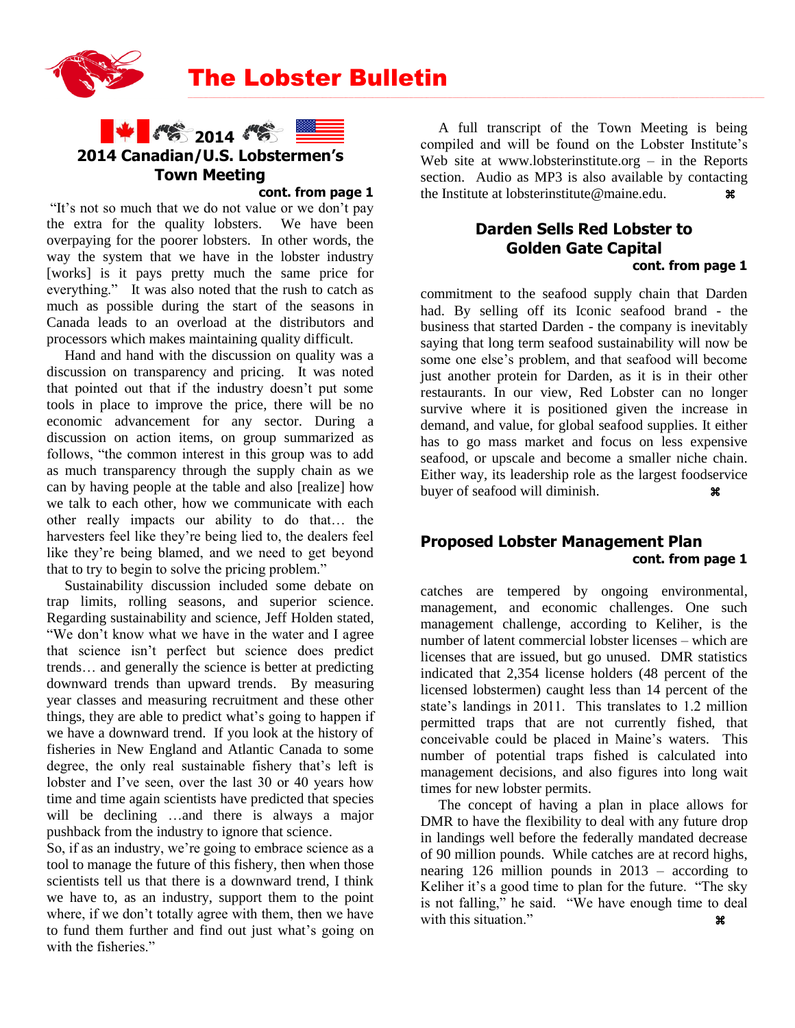# The Lobster Bulletin

## 2014 Canadian/U.S. Lobstermen's Town Meeting

**cont. from page 1**

"It's not so much that we do not value or we don't pay the extra for the quality lobsters. We have been overpaying for the poorer lobsters. In other words, the way the system that we have in the lobster industry [works] is it pays pretty much the same price for everything." It was also noted that the rush to catch as much as possible during the start of the seasons in Canada leads to an overload at the distributors and processors which makes maintaining quality difficult.

Hand and hand with the discussion on quality was a discussion on transparency and pricing. It was noted that pointed out that if the industry doesn't put some tools in place to improve the price, there will be no economic advancement for any sector. During a discussion on action items, on group summarized as follows, "the common interest in this group was to add as much transparency through the supply chain as we can by having people at the table and also [realize] how we talk to each other, how we communicate with each other really impacts our ability to do that… the harvesters feel like they're being lied to, the dealers feel like they're being blamed, and we need to get beyond that to try to begin to solve the pricing problem."

Sustainability discussion included some debate on trap limits, rolling seasons, and superior science. Regarding sustainability and science, Jeff Holden stated, "We don't know what we have in the water and I agree that science isn't perfect but science does predict trends… and generally the science is better at predicting downward trends than upward trends. By measuring year classes and measuring recruitment and these other things, they are able to predict what's going to happen if we have a downward trend. If you look at the history of fisheries in New England and Atlantic Canada to some degree, the only real sustainable fishery that's left is lobster and I've seen, over the last 30 or 40 years how time and time again scientists have predicted that species will be declining …and there is always a major pushback from the industry to ignore that science.
So, if as an industry, we're going to embrace science as a tool to manage the future of this fishery, then when those scientists tell us that there is a downward trend, I think we have to, as an industry, support them to the point where, if we don't totally agree with them, then we have to fund them further and find out just what's going on with the fisheries."

A full transcript of the Town Meeting is being compiled and will be found on the Lobster Institute's Web site at www.lobsterinstitute.org – in the Reports section. Audio as MP3 is also available by contacting the Institute at lobsterinstitute@maine.edu. ⌘

## Darden Sells Red Lobster to Golden Gate Capital

**cont. from page 1**

commitment to the seafood supply chain that Darden had. By selling off its Iconic seafood brand - the business that started Darden - the company is inevitably saying that long term seafood sustainability will now be some one else's problem, and that seafood will become just another protein for Darden, as it is in their other restaurants. In our view, Red Lobster can no longer survive where it is positioned given the increase in demand, and value, for global seafood supplies. It either has to go mass market and focus on less expensive seafood, or upscale and become a smaller niche chain. Either way, its leadership role as the largest foodservice buyer of seafood will diminish. ⌘

## Proposed Lobster Management Plan

**cont. from page 1**

catches are tempered by ongoing environmental, management, and economic challenges. One such management challenge, according to Keliher, is the number of latent commercial lobster licenses – which are licenses that are issued, but go unused. DMR statistics indicated that 2,354 license holders (48 percent of the licensed lobstermen) caught less than 14 percent of the state's landings in 2011. This translates to 1.2 million permitted traps that are not currently fished, that conceivable could be placed in Maine's waters. This number of potential traps fished is calculated into management decisions, and also figures into long wait times for new lobster permits.

The concept of having a plan in place allows for DMR to have the flexibility to deal with any future drop in landings well before the federally mandated decrease of 90 million pounds. While catches are at record highs, nearing 126 million pounds in 2013 – according to Keliher it's a good time to plan for the future. "The sky is not falling," he said. "We have enough time to deal with this situation." ⌘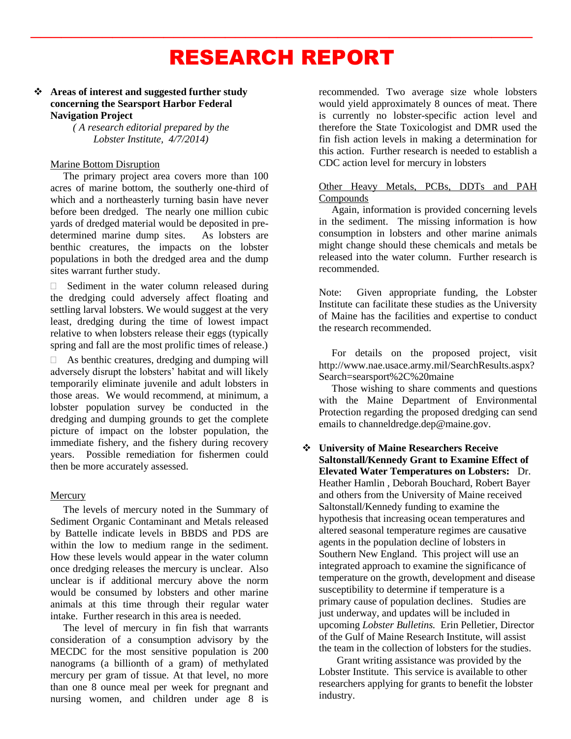# RESEARCH REPORT

- **Areas of interest and suggested further study concerning the Searsport Harbor Federal Navigation Project**
  *( A research editorial prepared by the Lobster Institute, 4/7/2014)*

Marine Bottom Disruption

The primary project area covers more than 100 acres of marine bottom, the southerly one-third of which and a northeasterly turning basin have never before been dredged. The nearly one million cubic yards of dredged material would be deposited in pre-determined marine dump sites. As lobsters are benthic creatures, the impacts on the lobster populations in both the dredged area and the dump sites warrant further study.

- Sediment in the water column released during the dredging could adversely affect floating and settling larval lobsters. We would suggest at the very least, dredging during the time of lowest impact relative to when lobsters release their eggs (typically spring and fall are the most prolific times of release.)
- As benthic creatures, dredging and dumping will adversely disrupt the lobsters' habitat and will likely temporarily eliminate juvenile and adult lobsters in those areas. We would recommend, at minimum, a lobster population survey be conducted in the dredging and dumping grounds to get the complete picture of impact on the lobster population, the immediate fishery, and the fishery during recovery years. Possible remediation for fishermen could then be more accurately assessed.

Mercury

The levels of mercury noted in the Summary of Sediment Organic Contaminant and Metals released by Battelle indicate levels in BBDS and PDS are within the low to medium range in the sediment. How these levels would appear in the water column once dredging releases the mercury is unclear. Also unclear is if additional mercury above the norm would be consumed by lobsters and other marine animals at this time through their regular water intake. Further research in this area is needed.

The level of mercury in fin fish that warrants consideration of a consumption advisory by the MECDC for the most sensitive population is 200 nanograms (a billionth of a gram) of methylated mercury per gram of tissue. At that level, no more than one 8 ounce meal per week for pregnant and nursing women, and children under age 8 is recommended. Two average size whole lobsters would yield approximately 8 ounces of meat. There is currently no lobster-specific action level and therefore the State Toxicologist and DMR used the fin fish action levels in making a determination for this action. Further research is needed to establish a CDC action level for mercury in lobsters

Other Heavy Metals, PCBs, DDTs and PAH Compounds

Again, information is provided concerning levels in the sediment. The missing information is how consumption in lobsters and other marine animals might change should these chemicals and metals be released into the water column. Further research is recommended.

Note: Given appropriate funding, the Lobster Institute can facilitate these studies as the University of Maine has the facilities and expertise to conduct the research recommended.

For details on the proposed project, visit http://www.nae.usace.army.mil/SearchResults.aspx?Search=searsport%2C%20maine

Those wishing to share comments and questions with the Maine Department of Environmental Protection regarding the proposed dredging can send emails to channeldredge.dep@maine.gov.

- **University of Maine Researchers Receive Saltonstall/Kennedy Grant to Examine Effect of Elevated Water Temperatures on Lobsters:** Dr. Heather Hamlin , Deborah Bouchard, Robert Bayer and others from the University of Maine received Saltonstall/Kennedy funding to examine the hypothesis that increasing ocean temperatures and altered seasonal temperature regimes are causative agents in the population decline of lobsters in Southern New England. This project will use an integrated approach to examine the significance of temperature on the growth, development and disease susceptibility to determine if temperature is a primary cause of population declines. Studies are just underway, and updates will be included in upcoming *Lobster Bulletins.* Erin Pelletier, Director of the Gulf of Maine Research Institute, will assist the team in the collection of lobsters for the studies.

  Grant writing assistance was provided by the Lobster Institute. This service is available to other researchers applying for grants to benefit the lobster industry.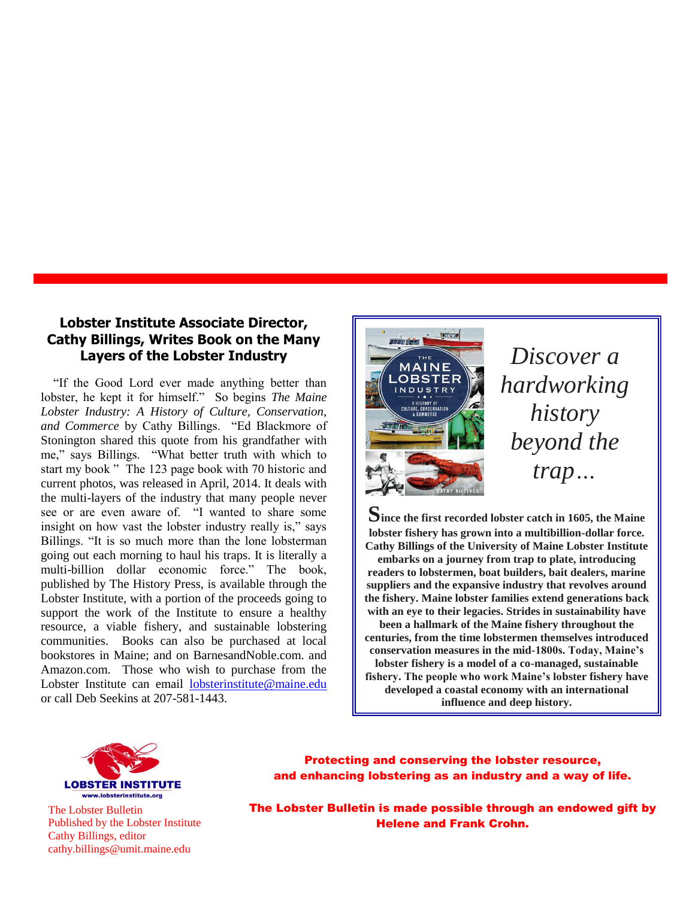## Lobster Institute Associate Director, Cathy Billings, Writes Book on the Many Layers of the Lobster Industry

"If the Good Lord ever made anything better than lobster, he kept it for himself." So begins *The Maine Lobster Industry: A History of Culture, Conservation, and Commerce* by Cathy Billings. "Ed Blackmore of Stonington shared this quote from his grandfather with me," says Billings. "What better truth with which to start my book " The 123 page book with 70 historic and current photos, was released in April, 2014. It deals with the multi-layers of the industry that many people never see or are even aware of. "I wanted to share some insight on how vast the lobster industry really is," says Billings. "It is so much more than the lone lobsterman going out each morning to haul his traps. It is literally a multi-billion dollar economic force." The book, published by The History Press, is available through the Lobster Institute, with a portion of the proceeds going to support the work of the Institute to ensure a healthy resource, a viable fishery, and sustainable lobstering communities. Books can also be purchased at local bookstores in Maine; and on BarnesandNoble.com. and Amazon.com. Those who wish to purchase from the Lobster Institute can email lobsterinstitute@maine.edu or call Deb Seekins at 207-581-1443.

*Discover a hardworking history beyond the trap…*

**Since the first recorded lobster catch in 1605, the Maine lobster fishery has grown into a multibillion-dollar force. Cathy Billings of the University of Maine Lobster Institute embarks on a journey from trap to plate, introducing readers to lobstermen, boat builders, bait dealers, marine suppliers and the expansive industry that revolves around the fishery. Maine lobster families extend generations back with an eye to their legacies. Strides in sustainability have been a hallmark of the Maine fishery throughout the centuries, from the time lobstermen themselves introduced conservation measures in the mid-1800s. Today, Maine's lobster fishery is a model of a co-managed, sustainable fishery. The people who work Maine's lobster fishery have developed a coastal economy with an international influence and deep history.**

LOBSTER INSTITUTE
www.lobsterinstitute.org

The Lobster Bulletin
Published by the Lobster Institute
Cathy Billings, editor
cathy.billings@umit.maine.edu

**Protecting and conserving the lobster resource, and enhancing lobstering as an industry and a way of life.**

**The Lobster Bulletin is made possible through an endowed gift by Helene and Frank Crohn.**